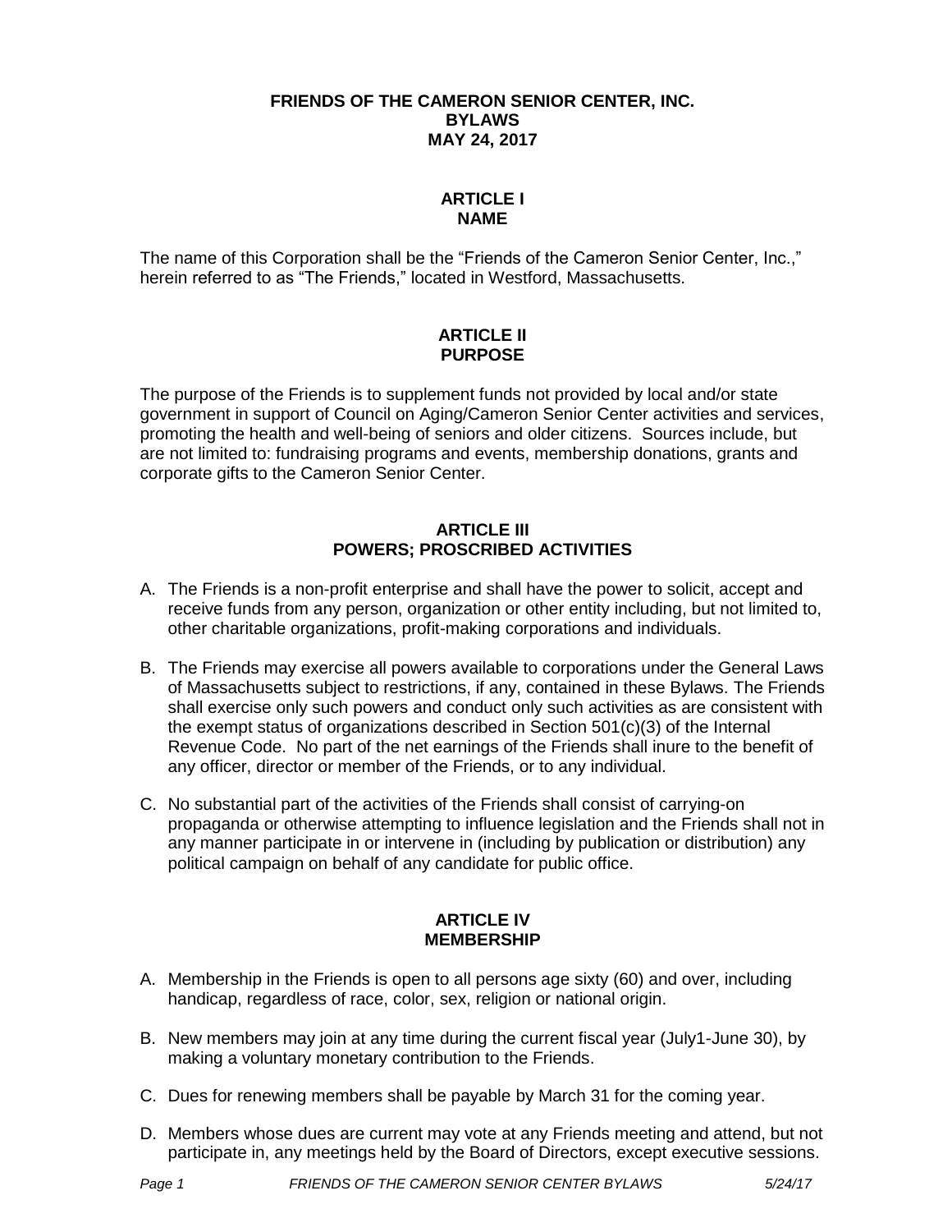# FRIENDS OF THE CAMERON SENIOR CENTER, INC.
# BYLAWS
# MAY 24, 2017

## ARTICLE I
## NAME

The name of this Corporation shall be the "Friends of the Cameron Senior Center, Inc.," herein referred to as "The Friends," located in Westford, Massachusetts.

## ARTICLE II
## PURPOSE

The purpose of the Friends is to supplement funds not provided by local and/or state government in support of Council on Aging/Cameron Senior Center activities and services, promoting the health and well-being of seniors and older citizens. Sources include, but are not limited to: fundraising programs and events, membership donations, grants and corporate gifts to the Cameron Senior Center.

## ARTICLE III
## POWERS; PROSCRIBED ACTIVITIES

A. The Friends is a non-profit enterprise and shall have the power to solicit, accept and receive funds from any person, organization or other entity including, but not limited to, other charitable organizations, profit-making corporations and individuals.

B. The Friends may exercise all powers available to corporations under the General Laws of Massachusetts subject to restrictions, if any, contained in these Bylaws. The Friends shall exercise only such powers and conduct only such activities as are consistent with the exempt status of organizations described in Section 501(c)(3) of the Internal Revenue Code. No part of the net earnings of the Friends shall inure to the benefit of any officer, director or member of the Friends, or to any individual.

C. No substantial part of the activities of the Friends shall consist of carrying-on propaganda or otherwise attempting to influence legislation and the Friends shall not in any manner participate in or intervene in (including by publication or distribution) any political campaign on behalf of any candidate for public office.

## ARTICLE IV
## MEMBERSHIP

A. Membership in the Friends is open to all persons age sixty (60) and over, including handicap, regardless of race, color, sex, religion or national origin.

B. New members may join at any time during the current fiscal year (July1-June 30), by making a voluntary monetary contribution to the Friends.

C. Dues for renewing members shall be payable by March 31 for the coming year.

D. Members whose dues are current may vote at any Friends meeting and attend, but not participate in, any meetings held by the Board of Directors, except executive sessions.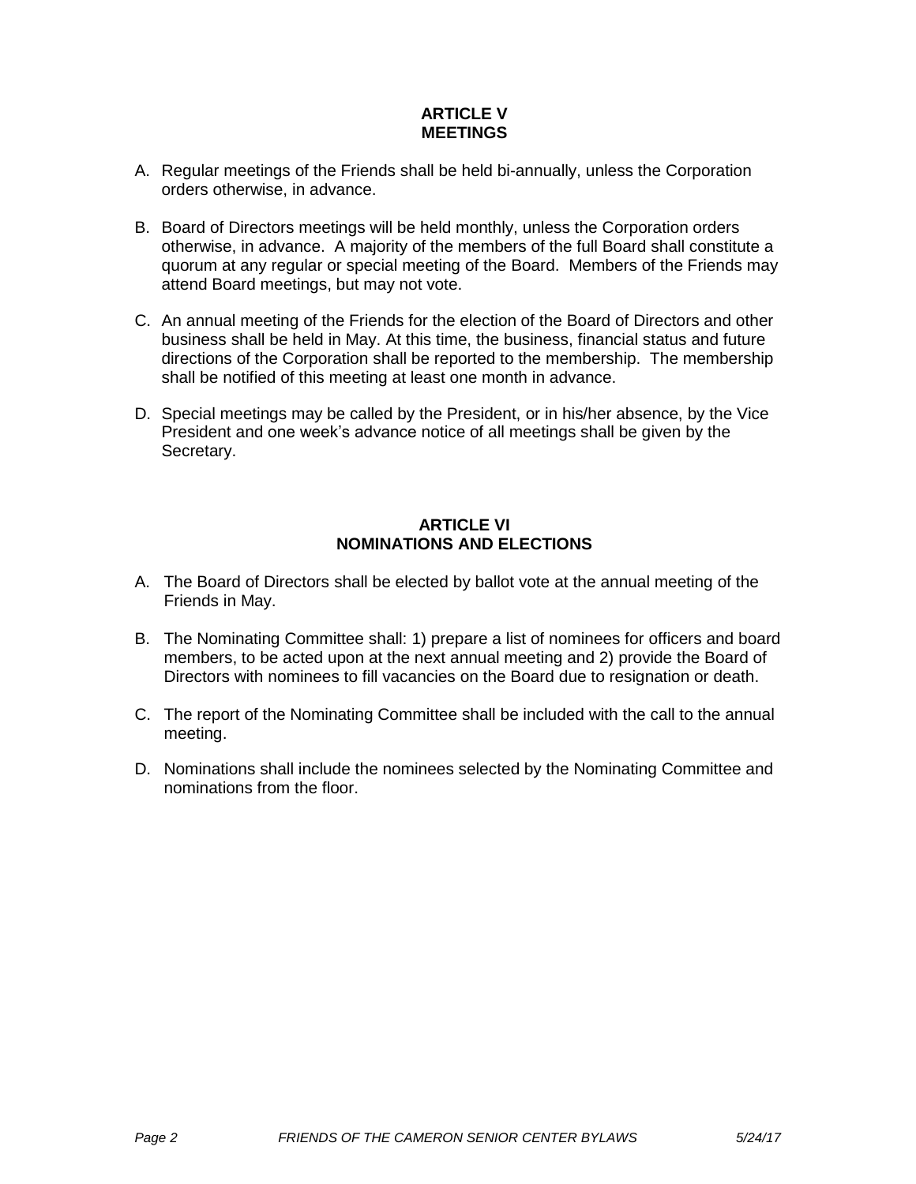## ARTICLE V
## MEETINGS

A. Regular meetings of the Friends shall be held bi-annually, unless the Corporation orders otherwise, in advance.

B. Board of Directors meetings will be held monthly, unless the Corporation orders otherwise, in advance. A majority of the members of the full Board shall constitute a quorum at any regular or special meeting of the Board. Members of the Friends may attend Board meetings, but may not vote.

C. An annual meeting of the Friends for the election of the Board of Directors and other business shall be held in May. At this time, the business, financial status and future directions of the Corporation shall be reported to the membership. The membership shall be notified of this meeting at least one month in advance.

D. Special meetings may be called by the President, or in his/her absence, by the Vice President and one week's advance notice of all meetings shall be given by the Secretary.

## ARTICLE VI
## NOMINATIONS AND ELECTIONS

A. The Board of Directors shall be elected by ballot vote at the annual meeting of the Friends in May.

B. The Nominating Committee shall: 1) prepare a list of nominees for officers and board members, to be acted upon at the next annual meeting and 2) provide the Board of Directors with nominees to fill vacancies on the Board due to resignation or death.

C. The report of the Nominating Committee shall be included with the call to the annual meeting.

D. Nominations shall include the nominees selected by the Nominating Committee and nominations from the floor.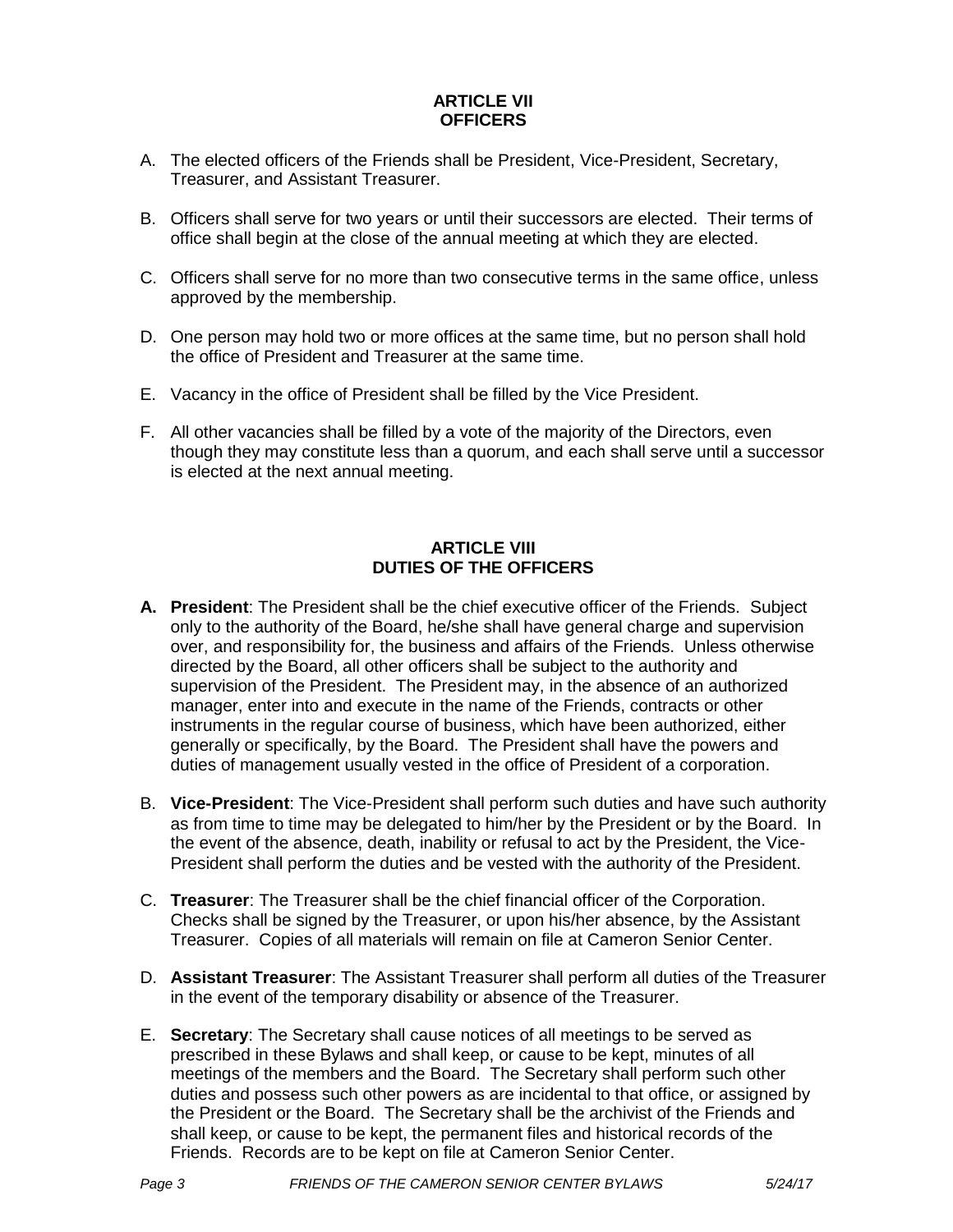## ARTICLE VII
## OFFICERS

A. The elected officers of the Friends shall be President, Vice-President, Secretary, Treasurer, and Assistant Treasurer.

B. Officers shall serve for two years or until their successors are elected. Their terms of office shall begin at the close of the annual meeting at which they are elected.

C. Officers shall serve for no more than two consecutive terms in the same office, unless approved by the membership.

D. One person may hold two or more offices at the same time, but no person shall hold the office of President and Treasurer at the same time.

E. Vacancy in the office of President shall be filled by the Vice President.

F. All other vacancies shall be filled by a vote of the majority of the Directors, even though they may constitute less than a quorum, and each shall serve until a successor is elected at the next annual meeting.

## ARTICLE VIII
## DUTIES OF THE OFFICERS

**A. President**: The President shall be the chief executive officer of the Friends. Subject only to the authority of the Board, he/she shall have general charge and supervision over, and responsibility for, the business and affairs of the Friends. Unless otherwise directed by the Board, all other officers shall be subject to the authority and supervision of the President. The President may, in the absence of an authorized manager, enter into and execute in the name of the Friends, contracts or other instruments in the regular course of business, which have been authorized, either generally or specifically, by the Board. The President shall have the powers and duties of management usually vested in the office of President of a corporation.

B. **Vice-President**: The Vice-President shall perform such duties and have such authority as from time to time may be delegated to him/her by the President or by the Board. In the event of the absence, death, inability or refusal to act by the President, the Vice-President shall perform the duties and be vested with the authority of the President.

C. **Treasurer**: The Treasurer shall be the chief financial officer of the Corporation. Checks shall be signed by the Treasurer, or upon his/her absence, by the Assistant Treasurer. Copies of all materials will remain on file at Cameron Senior Center.

D. **Assistant Treasurer**: The Assistant Treasurer shall perform all duties of the Treasurer in the event of the temporary disability or absence of the Treasurer.

E. **Secretary**: The Secretary shall cause notices of all meetings to be served as prescribed in these Bylaws and shall keep, or cause to be kept, minutes of all meetings of the members and the Board. The Secretary shall perform such other duties and possess such other powers as are incidental to that office, or assigned by the President or the Board. The Secretary shall be the archivist of the Friends and shall keep, or cause to be kept, the permanent files and historical records of the Friends. Records are to be kept on file at Cameron Senior Center.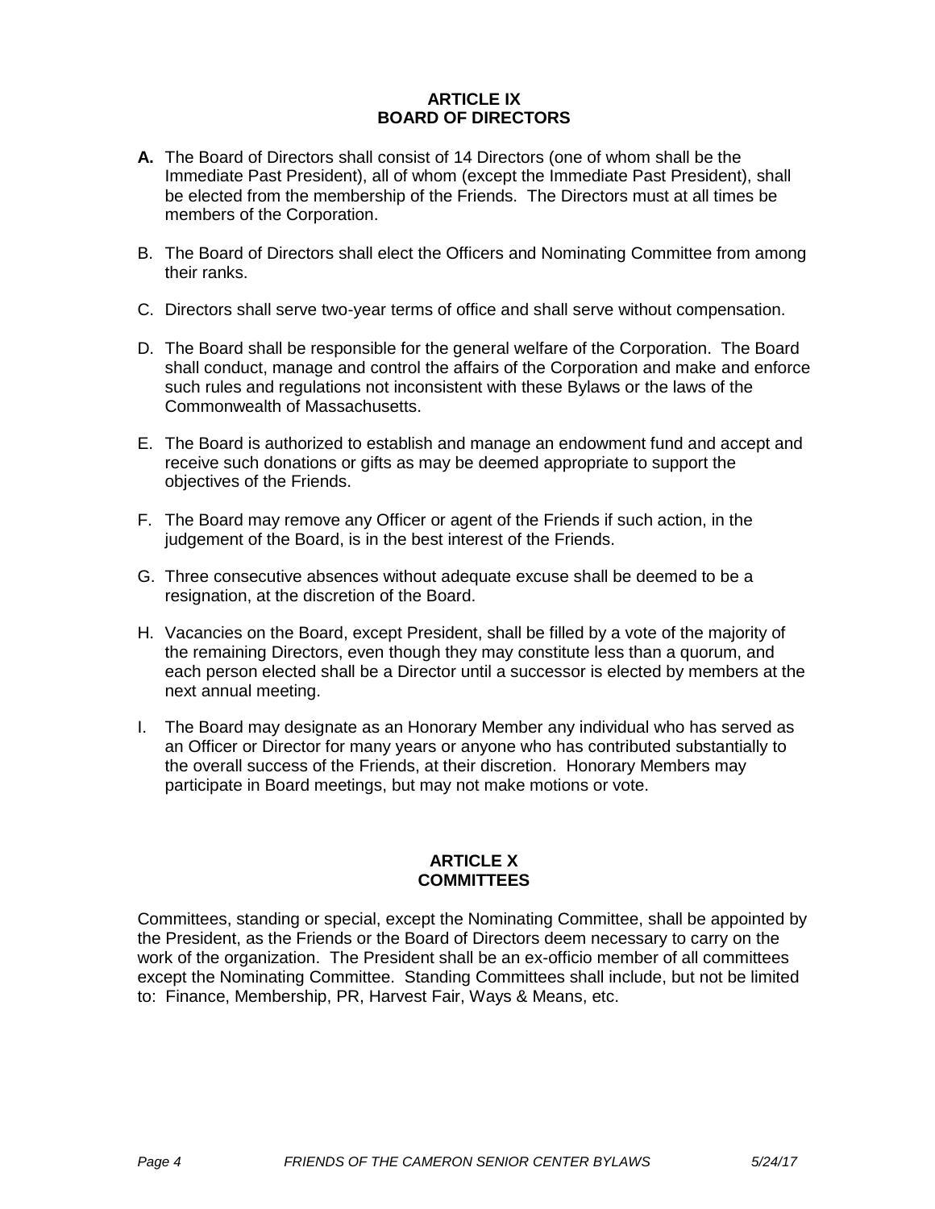## ARTICLE IX
## BOARD OF DIRECTORS

**A.** The Board of Directors shall consist of 14 Directors (one of whom shall be the Immediate Past President), all of whom (except the Immediate Past President), shall be elected from the membership of the Friends. The Directors must at all times be members of the Corporation.

B. The Board of Directors shall elect the Officers and Nominating Committee from among their ranks.

C. Directors shall serve two-year terms of office and shall serve without compensation.

D. The Board shall be responsible for the general welfare of the Corporation. The Board shall conduct, manage and control the affairs of the Corporation and make and enforce such rules and regulations not inconsistent with these Bylaws or the laws of the Commonwealth of Massachusetts.

E. The Board is authorized to establish and manage an endowment fund and accept and receive such donations or gifts as may be deemed appropriate to support the objectives of the Friends.

F. The Board may remove any Officer or agent of the Friends if such action, in the judgement of the Board, is in the best interest of the Friends.

G. Three consecutive absences without adequate excuse shall be deemed to be a resignation, at the discretion of the Board.

H. Vacancies on the Board, except President, shall be filled by a vote of the majority of the remaining Directors, even though they may constitute less than a quorum, and each person elected shall be a Director until a successor is elected by members at the next annual meeting.

I. The Board may designate as an Honorary Member any individual who has served as an Officer or Director for many years or anyone who has contributed substantially to the overall success of the Friends, at their discretion. Honorary Members may participate in Board meetings, but may not make motions or vote.

## ARTICLE X
## COMMITTEES

Committees, standing or special, except the Nominating Committee, shall be appointed by the President, as the Friends or the Board of Directors deem necessary to carry on the work of the organization. The President shall be an ex-officio member of all committees except the Nominating Committee. Standing Committees shall include, but not be limited to: Finance, Membership, PR, Harvest Fair, Ways & Means, etc.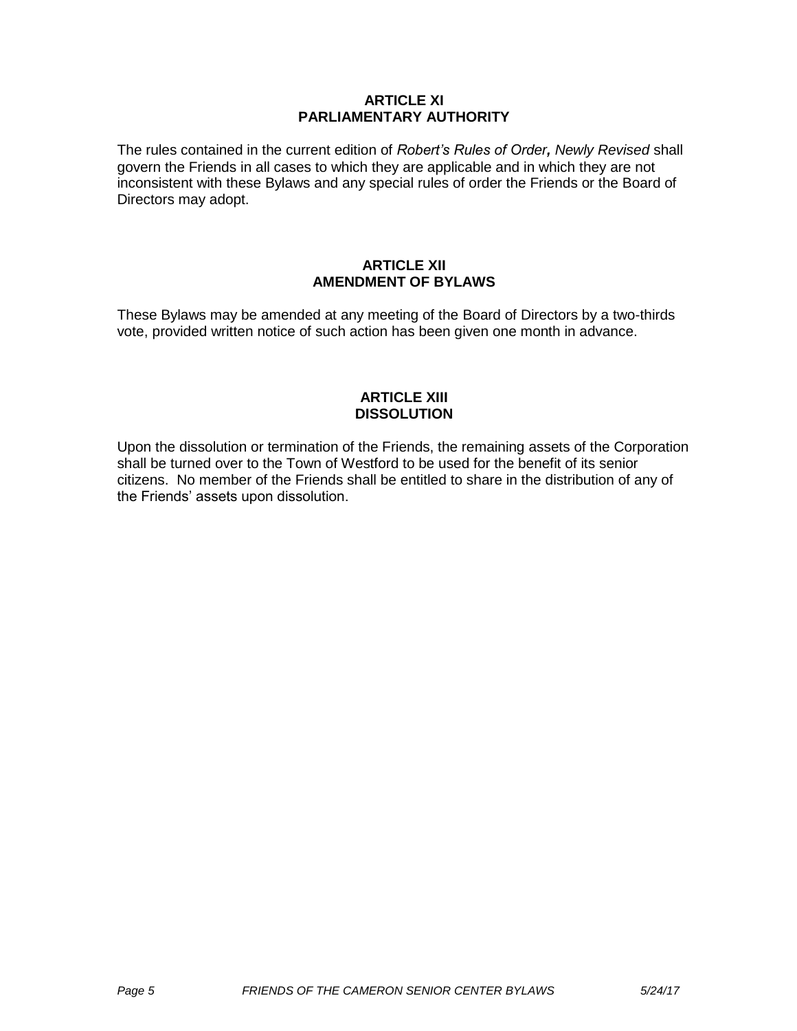## ARTICLE XI
## PARLIAMENTARY AUTHORITY

The rules contained in the current edition of *Robert's Rules of Order, Newly Revised* shall govern the Friends in all cases to which they are applicable and in which they are not inconsistent with these Bylaws and any special rules of order the Friends or the Board of Directors may adopt.

## ARTICLE XII
## AMENDMENT OF BYLAWS

These Bylaws may be amended at any meeting of the Board of Directors by a two-thirds vote, provided written notice of such action has been given one month in advance.

## ARTICLE XIII
## DISSOLUTION

Upon the dissolution or termination of the Friends, the remaining assets of the Corporation shall be turned over to the Town of Westford to be used for the benefit of its senior citizens. No member of the Friends shall be entitled to share in the distribution of any of the Friends' assets upon dissolution.